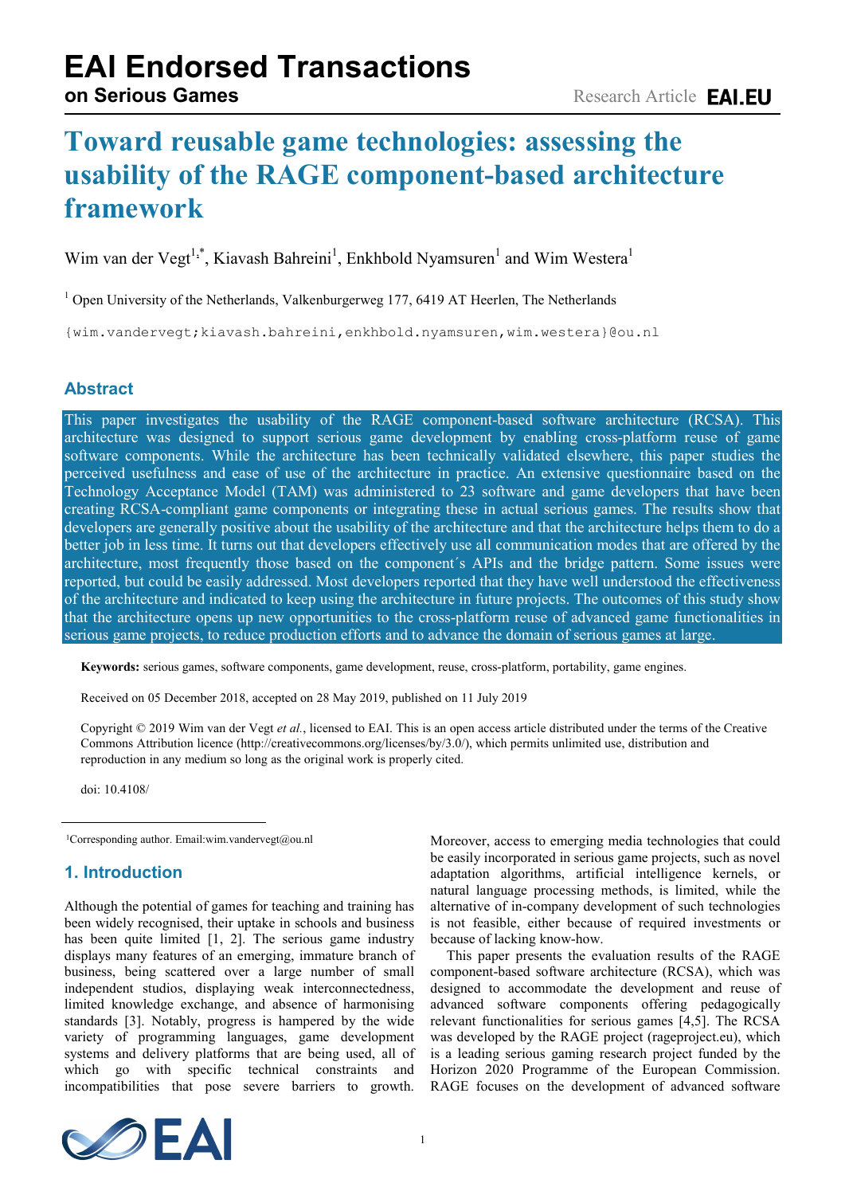# Toward reusable game technologies: assessing the usability of the RAGE component-based architecture framework

Wim van der Vegt[1,*], Kiavash Bahreini[1], Enkhbold Nyamsuren[1] and Wim Westera[1]

[1] Open University of the Netherlands, Valkenburgerweg 177, 6419 AT Heerlen, The Netherlands

{wim.vandervegt;kiavash.bahreini,enkhbold.nyamsuren,wim.westera}@ou.nl

## Abstract

This paper investigates the usability of the RAGE component-based software architecture (RCSA). This architecture was designed to support serious game development by enabling cross-platform reuse of game software components. While the architecture has been technically validated elsewhere, this paper studies the perceived usefulness and ease of use of the architecture in practice. An extensive questionnaire based on the Technology Acceptance Model (TAM) was administered to 23 software and game developers that have been creating RCSA-compliant game components or integrating these in actual serious games. The results show that developers are generally positive about the usability of the architecture and that the architecture helps them to do a better job in less time. It turns out that developers effectively use all communication modes that are offered by the architecture, most frequently those based on the component´s APIs and the bridge pattern. Some issues were reported, but could be easily addressed. Most developers reported that they have well understood the effectiveness of the architecture and indicated to keep using the architecture in future projects. The outcomes of this study show that the architecture opens up new opportunities to the cross-platform reuse of advanced game functionalities in serious game projects, to reduce production efforts and to advance the domain of serious games at large.

**Keywords:** serious games, software components, game development, reuse, cross-platform, portability, game engines.

Received on 05 December 2018, accepted on 28 May 2019, published on 11 July 2019

Copyright © 2019 Wim van der Vegt *et al.*, licensed to EAI. This is an open access article distributed under the terms of the Creative Commons Attribution licence (http://creativecommons.org/licenses/by/3.0/), which permits unlimited use, distribution and reproduction in any medium so long as the original work is properly cited.

doi: 10.4108/

[1]Corresponding author. Email:wim.vandervegt@ou.nl

## 1. Introduction

Although the potential of games for teaching and training has been widely recognised, their uptake in schools and business has been quite limited [1, 2]. The serious game industry displays many features of an emerging, immature branch of business, being scattered over a large number of small independent studios, displaying weak interconnectedness, limited knowledge exchange, and absence of harmonising standards [3]. Notably, progress is hampered by the wide variety of programming languages, game development systems and delivery platforms that are being used, all of which go with specific technical constraints and incompatibilities that pose severe barriers to growth. Moreover, access to emerging media technologies that could be easily incorporated in serious game projects, such as novel adaptation algorithms, artificial intelligence kernels, or natural language processing methods, is limited, while the alternative of in-company development of such technologies is not feasible, either because of required investments or because of lacking know-how.

This paper presents the evaluation results of the RAGE component-based software architecture (RCSA), which was designed to accommodate the development and reuse of advanced software components offering pedagogically relevant functionalities for serious games [4,5]. The RCSA was developed by the RAGE project (rageproject.eu), which is a leading serious gaming research project funded by the Horizon 2020 Programme of the European Commission. RAGE focuses on the development of advanced software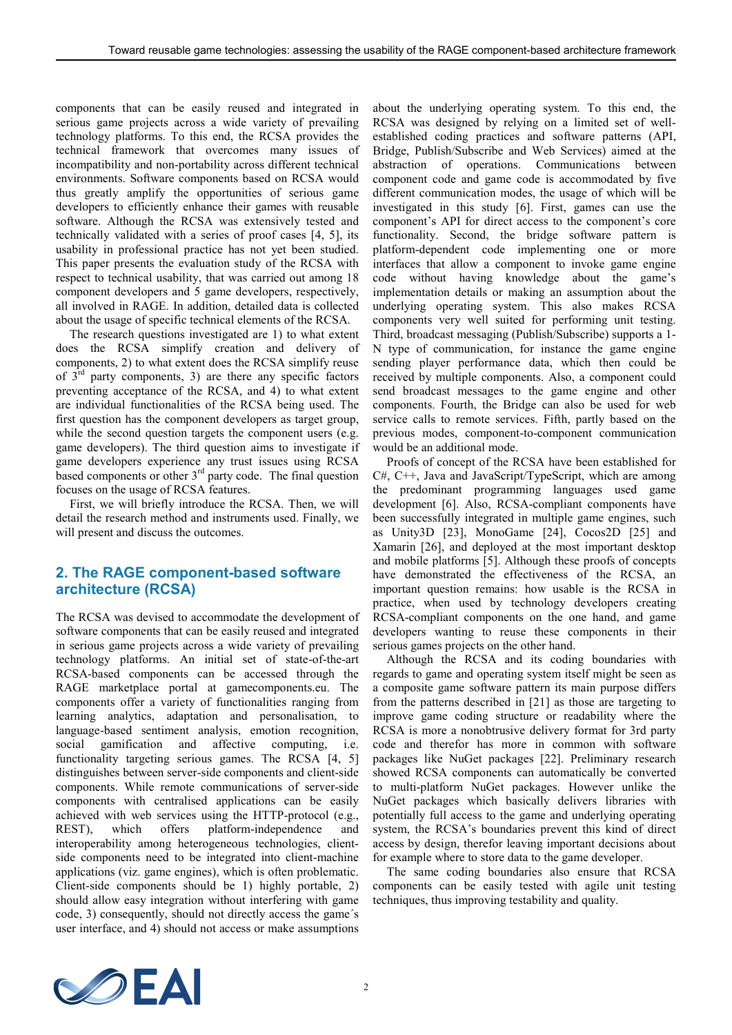components that can be easily reused and integrated in serious game projects across a wide variety of prevailing technology platforms. To this end, the RCSA provides the technical framework that overcomes many issues of incompatibility and non-portability across different technical environments. Software components based on RCSA would thus greatly amplify the opportunities of serious game developers to efficiently enhance their games with reusable software. Although the RCSA was extensively tested and technically validated with a series of proof cases [4, 5], its usability in professional practice has not yet been studied. This paper presents the evaluation study of the RCSA with respect to technical usability, that was carried out among 18 component developers and 5 game developers, respectively, all involved in RAGE. In addition, detailed data is collected about the usage of specific technical elements of the RCSA.

The research questions investigated are 1) to what extent does the RCSA simplify creation and delivery of components, 2) to what extent does the RCSA simplify reuse of 3rd party components, 3) are there any specific factors preventing acceptance of the RCSA, and 4) to what extent are individual functionalities of the RCSA being used. The first question has the component developers as target group, while the second question targets the component users (e.g. game developers). The third question aims to investigate if game developers experience any trust issues using RCSA based components or other 3rd party code. The final question focuses on the usage of RCSA features.

First, we will briefly introduce the RCSA. Then, we will detail the research method and instruments used. Finally, we will present and discuss the outcomes.

## 2. The RAGE component-based software architecture (RCSA)

The RCSA was devised to accommodate the development of software components that can be easily reused and integrated in serious game projects across a wide variety of prevailing technology platforms. An initial set of state-of-the-art RCSA-based components can be accessed through the RAGE marketplace portal at gamecomponents.eu. The components offer a variety of functionalities ranging from learning analytics, adaptation and personalisation, to language-based sentiment analysis, emotion recognition, social gamification and affective computing, i.e. functionality targeting serious games. The RCSA [4, 5] distinguishes between server-side components and client-side components. While remote communications of server-side components with centralised applications can be easily achieved with web services using the HTTP-protocol (e.g., REST), which offers platform-independence and interoperability among heterogeneous technologies, client-side components need to be integrated into client-machine applications (viz. game engines), which is often problematic. Client-side components should be 1) highly portable, 2) should allow easy integration without interfering with game code, 3) consequently, should not directly access the game´s user interface, and 4) should not access or make assumptions about the underlying operating system. To this end, the RCSA was designed by relying on a limited set of well-established coding practices and software patterns (API, Bridge, Publish/Subscribe and Web Services) aimed at the abstraction of operations. Communications between component code and game code is accommodated by five different communication modes, the usage of which will be investigated in this study [6]. First, games can use the component's API for direct access to the component's core functionality. Second, the bridge software pattern is platform-dependent code implementing one or more interfaces that allow a component to invoke game engine code without having knowledge about the game's implementation details or making an assumption about the underlying operating system. This also makes RCSA components very well suited for performing unit testing. Third, broadcast messaging (Publish/Subscribe) supports a 1-N type of communication, for instance the game engine sending player performance data, which then could be received by multiple components. Also, a component could send broadcast messages to the game engine and other components. Fourth, the Bridge can also be used for web service calls to remote services. Fifth, partly based on the previous modes, component-to-component communication would be an additional mode.

Proofs of concept of the RCSA have been established for C#, C++, Java and JavaScript/TypeScript, which are among the predominant programming languages used game development [6]. Also, RCSA-compliant components have been successfully integrated in multiple game engines, such as Unity3D [23], MonoGame [24], Cocos2D [25] and Xamarin [26], and deployed at the most important desktop and mobile platforms [5]. Although these proofs of concepts have demonstrated the effectiveness of the RCSA, an important question remains: how usable is the RCSA in practice, when used by technology developers creating RCSA-compliant components on the one hand, and game developers wanting to reuse these components in their serious games projects on the other hand.

Although the RCSA and its coding boundaries with regards to game and operating system itself might be seen as a composite game software pattern its main purpose differs from the patterns described in [21] as those are targeting to improve game coding structure or readability where the RCSA is more a nonobtrusive delivery format for 3rd party code and therefor has more in common with software packages like NuGet packages [22]. Preliminary research showed RCSA components can automatically be converted to multi-platform NuGet packages. However unlike the NuGet packages which basically delivers libraries with potentially full access to the game and underlying operating system, the RCSA's boundaries prevent this kind of direct access by design, therefor leaving important decisions about for example where to store data to the game developer.

The same coding boundaries also ensure that RCSA components can be easily tested with agile unit testing techniques, thus improving testability and quality.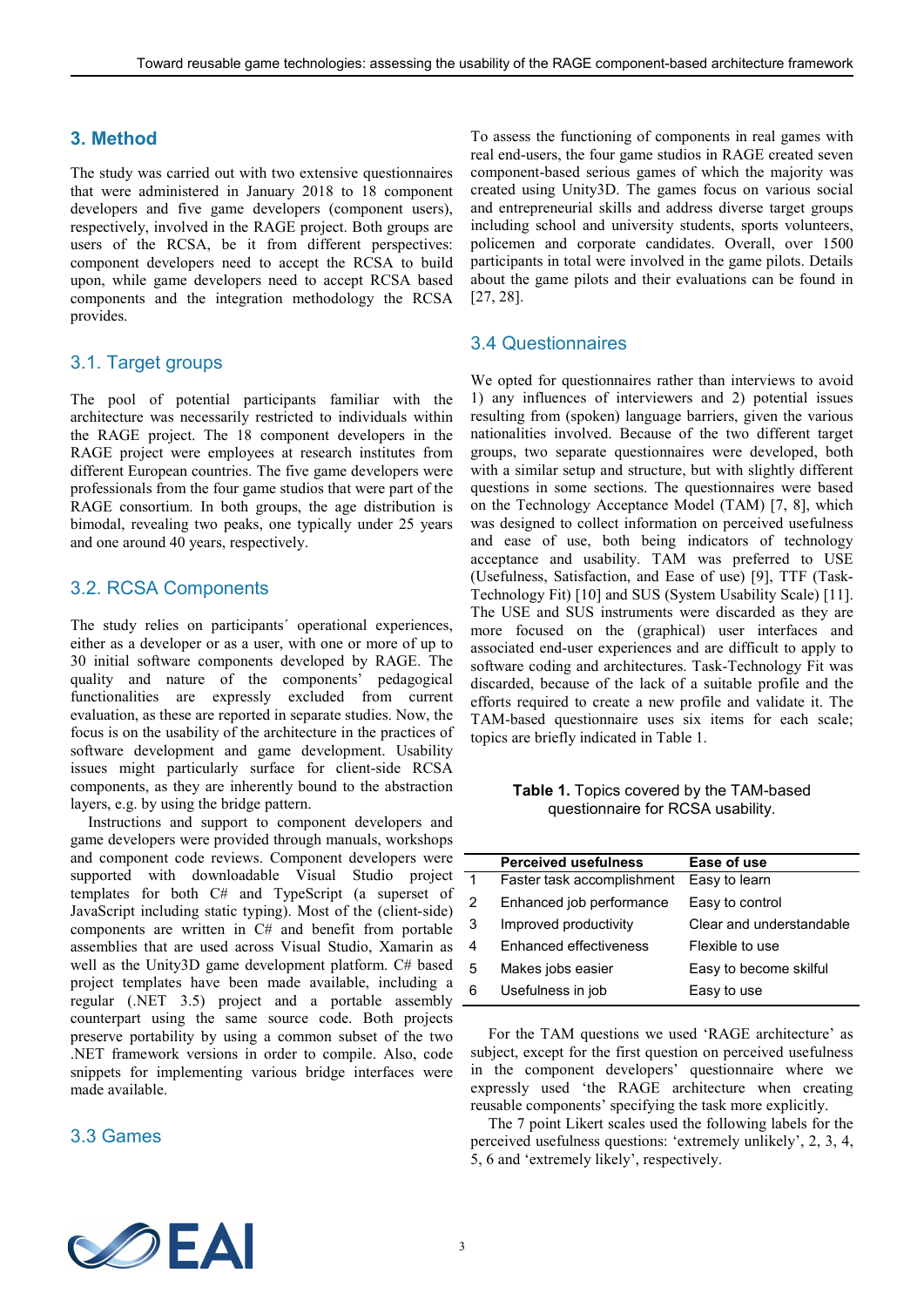## 3. Method

The study was carried out with two extensive questionnaires that were administered in January 2018 to 18 component developers and five game developers (component users), respectively, involved in the RAGE project. Both groups are users of the RCSA, be it from different perspectives: component developers need to accept the RCSA to build upon, while game developers need to accept RCSA based components and the integration methodology the RCSA provides.

### 3.1. Target groups

The pool of potential participants familiar with the architecture was necessarily restricted to individuals within the RAGE project. The 18 component developers in the RAGE project were employees at research institutes from different European countries. The five game developers were professionals from the four game studios that were part of the RAGE consortium. In both groups, the age distribution is bimodal, revealing two peaks, one typically under 25 years and one around 40 years, respectively.

### 3.2. RCSA Components

The study relies on participants´ operational experiences, either as a developer or as a user, with one or more of up to 30 initial software components developed by RAGE. The quality and nature of the components' pedagogical functionalities are expressly excluded from current evaluation, as these are reported in separate studies. Now, the focus is on the usability of the architecture in the practices of software development and game development. Usability issues might particularly surface for client-side RCSA components, as they are inherently bound to the abstraction layers, e.g. by using the bridge pattern.

Instructions and support to component developers and game developers were provided through manuals, workshops and component code reviews. Component developers were supported with downloadable Visual Studio project templates for both C# and TypeScript (a superset of JavaScript including static typing). Most of the (client-side) components are written in C# and benefit from portable assemblies that are used across Visual Studio, Xamarin as well as the Unity3D game development platform. C# based project templates have been made available, including a regular (.NET 3.5) project and a portable assembly counterpart using the same source code. Both projects preserve portability by using a common subset of the two .NET framework versions in order to compile. Also, code snippets for implementing various bridge interfaces were made available.

### 3.3 Games

To assess the functioning of components in real games with real end-users, the four game studios in RAGE created seven component-based serious games of which the majority was created using Unity3D. The games focus on various social and entrepreneurial skills and address diverse target groups including school and university students, sports volunteers, policemen and corporate candidates. Overall, over 1500 participants in total were involved in the game pilots. Details about the game pilots and their evaluations can be found in [27, 28].

### 3.4 Questionnaires

We opted for questionnaires rather than interviews to avoid 1) any influences of interviewers and 2) potential issues resulting from (spoken) language barriers, given the various nationalities involved. Because of the two different target groups, two separate questionnaires were developed, both with a similar setup and structure, but with slightly different questions in some sections. The questionnaires were based on the Technology Acceptance Model (TAM) [7, 8], which was designed to collect information on perceived usefulness and ease of use, both being indicators of technology acceptance and usability. TAM was preferred to USE (Usefulness, Satisfaction, and Ease of use) [9], TTF (Task-Technology Fit) [10] and SUS (System Usability Scale) [11]. The USE and SUS instruments were discarded as they are more focused on the (graphical) user interfaces and associated end-user experiences and are difficult to apply to software coding and architectures. Task-Technology Fit was discarded, because of the lack of a suitable profile and the efforts required to create a new profile and validate it. The TAM-based questionnaire uses six items for each scale; topics are briefly indicated in Table 1.

**Table 1.** Topics covered by the TAM-based questionnaire for RCSA usability.

| | Perceived usefulness | Ease of use |
|---|---|---|
| 1 | Faster task accomplishment | Easy to learn |
| 2 | Enhanced job performance | Easy to control |
| 3 | Improved productivity | Clear and understandable |
| 4 | Enhanced effectiveness | Flexible to use |
| 5 | Makes jobs easier | Easy to become skilful |
| 6 | Usefulness in job | Easy to use |

For the TAM questions we used 'RAGE architecture' as subject, except for the first question on perceived usefulness in the component developers' questionnaire where we expressly used 'the RAGE architecture when creating reusable components' specifying the task more explicitly.

The 7 point Likert scales used the following labels for the perceived usefulness questions: 'extremely unlikely', 2, 3, 4, 5, 6 and 'extremely likely', respectively.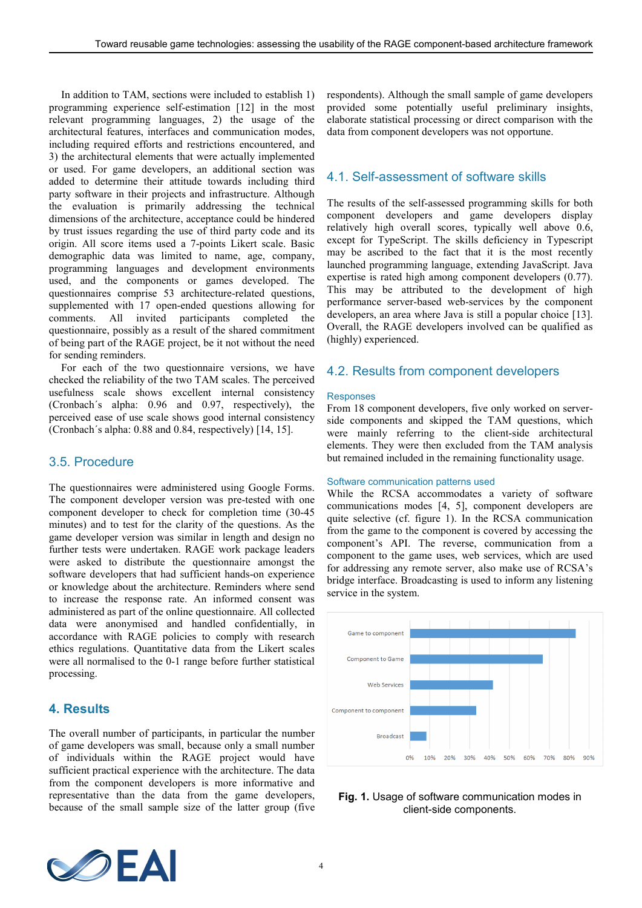In addition to TAM, sections were included to establish 1) programming experience self-estimation [12] in the most relevant programming languages, 2) the usage of the architectural features, interfaces and communication modes, including required efforts and restrictions encountered, and 3) the architectural elements that were actually implemented or used. For game developers, an additional section was added to determine their attitude towards including third party software in their projects and infrastructure. Although the evaluation is primarily addressing the technical dimensions of the architecture, acceptance could be hindered by trust issues regarding the use of third party code and its origin. All score items used a 7-points Likert scale. Basic demographic data was limited to name, age, company, programming languages and development environments used, and the components or games developed. The questionnaires comprise 53 architecture-related questions, supplemented with 17 open-ended questions allowing for comments. All invited participants completed the questionnaire, possibly as a result of the shared commitment of being part of the RAGE project, be it not without the need for sending reminders.

For each of the two questionnaire versions, we have checked the reliability of the two TAM scales. The perceived usefulness scale shows excellent internal consistency (Cronbach´s alpha: 0.96 and 0.97, respectively), the perceived ease of use scale shows good internal consistency (Cronbach´s alpha: 0.88 and 0.84, respectively) [14, 15].

## 3.5. Procedure

The questionnaires were administered using Google Forms. The component developer version was pre-tested with one component developer to check for completion time (30-45 minutes) and to test for the clarity of the questions. As the game developer version was similar in length and design no further tests were undertaken. RAGE work package leaders were asked to distribute the questionnaire amongst the software developers that had sufficient hands-on experience or knowledge about the architecture. Reminders where send to increase the response rate. An informed consent was administered as part of the online questionnaire. All collected data were anonymised and handled confidentially, in accordance with RAGE policies to comply with research ethics regulations. Quantitative data from the Likert scales were all normalised to the 0-1 range before further statistical processing.

# 4. Results

The overall number of participants, in particular the number of game developers was small, because only a small number of individuals within the RAGE project would have sufficient practical experience with the architecture. The data from the component developers is more informative and representative than the data from the game developers, because of the small sample size of the latter group (five respondents). Although the small sample of game developers provided some potentially useful preliminary insights, elaborate statistical processing or direct comparison with the data from component developers was not opportune.

## 4.1. Self-assessment of software skills

The results of the self-assessed programming skills for both component developers and game developers display relatively high overall scores, typically well above 0.6, except for TypeScript. The skills deficiency in Typescript may be ascribed to the fact that it is the most recently launched programming language, extending JavaScript. Java expertise is rated high among component developers (0.77). This may be attributed to the development of high performance server-based web-services by the component developers, an area where Java is still a popular choice [13]. Overall, the RAGE developers involved can be qualified as (highly) experienced.

## 4.2. Results from component developers

### Responses

From 18 component developers, five only worked on server-side components and skipped the TAM questions, which were mainly referring to the client-side architectural elements. They were then excluded from the TAM analysis but remained included in the remaining functionality usage.

### Software communication patterns used

While the RCSA accommodates a variety of software communications modes [4, 5], component developers are quite selective (cf. figure 1). In the RCSA communication from the game to the component is covered by accessing the component's API. The reverse, communication from a component to the game uses, web services, which are used for addressing any remote server, also make use of RCSA's bridge interface. Broadcasting is used to inform any listening service in the system.

Game to component
Component to Game
Web Services
Component to component
Broadcast
0% 10% 20% 30% 40% 50% 60% 70% 80% 90%

**Fig. 1.** Usage of software communication modes in client-side components.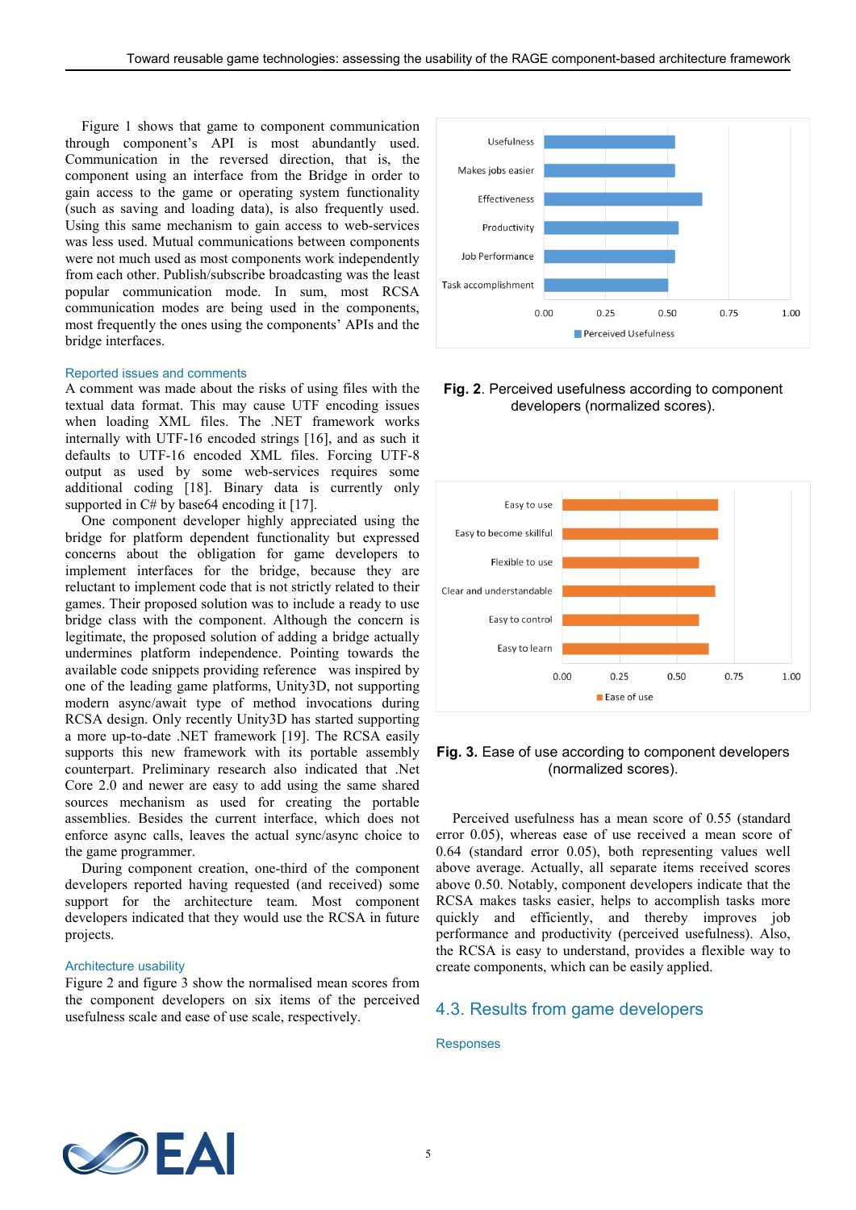Figure 1 shows that game to component communication through component's API is most abundantly used. Communication in the reversed direction, that is, the component using an interface from the Bridge in order to gain access to the game or operating system functionality (such as saving and loading data), is also frequently used. Using this same mechanism to gain access to web-services was less used. Mutual communications between components were not much used as most components work independently from each other. Publish/subscribe broadcasting was the least popular communication mode. In sum, most RCSA communication modes are being used in the components, most frequently the ones using the components' APIs and the bridge interfaces.

### Reported issues and comments

A comment was made about the risks of using files with the textual data format. This may cause UTF encoding issues when loading XML files. The .NET framework works internally with UTF-16 encoded strings [16], and as such it defaults to UTF-16 encoded XML files. Forcing UTF-8 output as used by some web-services requires some additional coding [18]. Binary data is currently only supported in C# by base64 encoding it [17].

One component developer highly appreciated using the bridge for platform dependent functionality but expressed concerns about the obligation for game developers to implement interfaces for the bridge, because they are reluctant to implement code that is not strictly related to their games. Their proposed solution was to include a ready to use bridge class with the component. Although the concern is legitimate, the proposed solution of adding a bridge actually undermines platform independence. Pointing towards the available code snippets providing reference was inspired by one of the leading game platforms, Unity3D, not supporting modern async/await type of method invocations during RCSA design. Only recently Unity3D has started supporting a more up-to-date .NET framework [19]. The RCSA easily supports this new framework with its portable assembly counterpart. Preliminary research also indicated that .Net Core 2.0 and newer are easy to add using the same shared sources mechanism as used for creating the portable assemblies. Besides the current interface, which does not enforce async calls, leaves the actual sync/async choice to the game programmer.

During component creation, one-third of the component developers reported having requested (and received) some support for the architecture team. Most component developers indicated that they would use the RCSA in future projects.

### Architecture usability

Figure 2 and figure 3 show the normalised mean scores from the component developers on six items of the perceived usefulness scale and ease of use scale, respectively.

**Fig. 2**. Perceived usefulness according to component developers (normalized scores).

**Fig. 3.** Ease of use according to component developers (normalized scores).

Perceived usefulness has a mean score of 0.55 (standard error 0.05), whereas ease of use received a mean score of 0.64 (standard error 0.05), both representing values well above average. Actually, all separate items received scores above 0.50. Notably, component developers indicate that the RCSA makes tasks easier, helps to accomplish tasks more quickly and efficiently, and thereby improves job performance and productivity (perceived usefulness). Also, the RCSA is easy to understand, provides a flexible way to create components, which can be easily applied.

## 4.3. Results from game developers

### Responses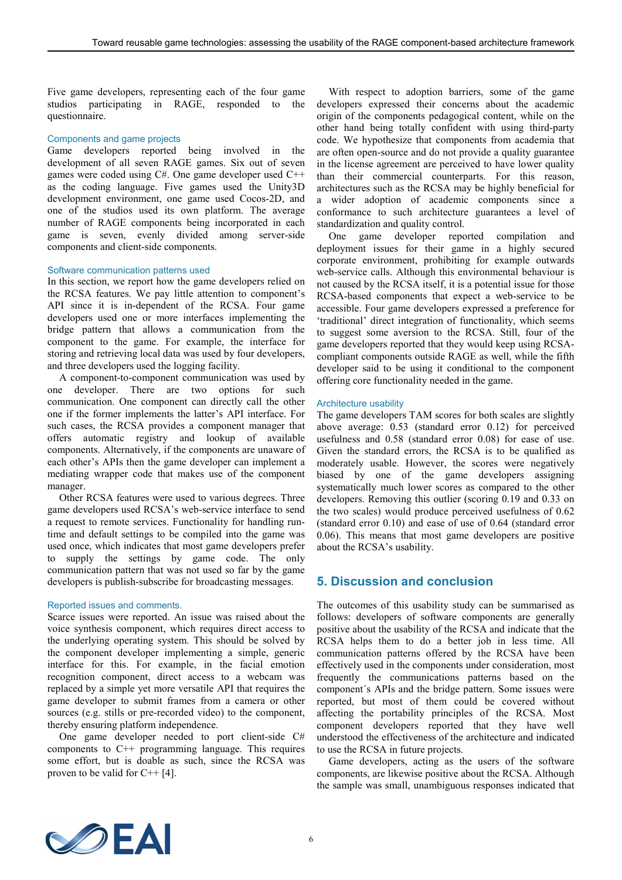Five game developers, representing each of the four game studios participating in RAGE, responded to the questionnaire.

### Components and game projects

Game developers reported being involved in the development of all seven RAGE games. Six out of seven games were coded using C#. One game developer used C++ as the coding language. Five games used the Unity3D development environment, one game used Cocos-2D, and one of the studios used its own platform. The average number of RAGE components being incorporated in each game is seven, evenly divided among server-side components and client-side components.

### Software communication patterns used

In this section, we report how the game developers relied on the RCSA features. We pay little attention to component's API since it is in-dependent of the RCSA. Four game developers used one or more interfaces implementing the bridge pattern that allows a communication from the component to the game. For example, the interface for storing and retrieving local data was used by four developers, and three developers used the logging facility.

A component-to-component communication was used by one developer. There are two options for such communication. One component can directly call the other one if the former implements the latter's API interface. For such cases, the RCSA provides a component manager that offers automatic registry and lookup of available components. Alternatively, if the components are unaware of each other's APIs then the game developer can implement a mediating wrapper code that makes use of the component manager.

Other RCSA features were used to various degrees. Three game developers used RCSA's web-service interface to send a request to remote services. Functionality for handling run-time and default settings to be compiled into the game was used once, which indicates that most game developers prefer to supply the settings by game code. The only communication pattern that was not used so far by the game developers is publish-subscribe for broadcasting messages.

### Reported issues and comments.

Scarce issues were reported. An issue was raised about the voice synthesis component, which requires direct access to the underlying operating system. This should be solved by the component developer implementing a simple, generic interface for this. For example, in the facial emotion recognition component, direct access to a webcam was replaced by a simple yet more versatile API that requires the game developer to submit frames from a camera or other sources (e.g. stills or pre-recorded video) to the component, thereby ensuring platform independence.

One game developer needed to port client-side C# components to C++ programming language. This requires some effort, but is doable as such, since the RCSA was proven to be valid for C++ [4].

With respect to adoption barriers, some of the game developers expressed their concerns about the academic origin of the components pedagogical content, while on the other hand being totally confident with using third-party code. We hypothesize that components from academia that are often open-source and do not provide a quality guarantee in the license agreement are perceived to have lower quality than their commercial counterparts. For this reason, architectures such as the RCSA may be highly beneficial for a wider adoption of academic components since a conformance to such architecture guarantees a level of standardization and quality control.

One game developer reported compilation and deployment issues for their game in a highly secured corporate environment, prohibiting for example outwards web-service calls. Although this environmental behaviour is not caused by the RCSA itself, it is a potential issue for those RCSA-based components that expect a web-service to be accessible. Four game developers expressed a preference for 'traditional' direct integration of functionality, which seems to suggest some aversion to the RCSA. Still, four of the game developers reported that they would keep using RCSA-compliant components outside RAGE as well, while the fifth developer said to be using it conditional to the component offering core functionality needed in the game.

### Architecture usability

The game developers TAM scores for both scales are slightly above average: 0.53 (standard error 0.12) for perceived usefulness and 0.58 (standard error 0.08) for ease of use. Given the standard errors, the RCSA is to be qualified as moderately usable. However, the scores were negatively biased by one of the game developers assigning systematically much lower scores as compared to the other developers. Removing this outlier (scoring 0.19 and 0.33 on the two scales) would produce perceived usefulness of 0.62 (standard error 0.10) and ease of use of 0.64 (standard error 0.06). This means that most game developers are positive about the RCSA's usability.

## 5. Discussion and conclusion

The outcomes of this usability study can be summarised as follows: developers of software components are generally positive about the usability of the RCSA and indicate that the RCSA helps them to do a better job in less time. All communication patterns offered by the RCSA have been effectively used in the components under consideration, most frequently the communications patterns based on the component´s APIs and the bridge pattern. Some issues were reported, but most of them could be covered without affecting the portability principles of the RCSA. Most component developers reported that they have well understood the effectiveness of the architecture and indicated to use the RCSA in future projects.

Game developers, acting as the users of the software components, are likewise positive about the RCSA. Although the sample was small, unambiguous responses indicated that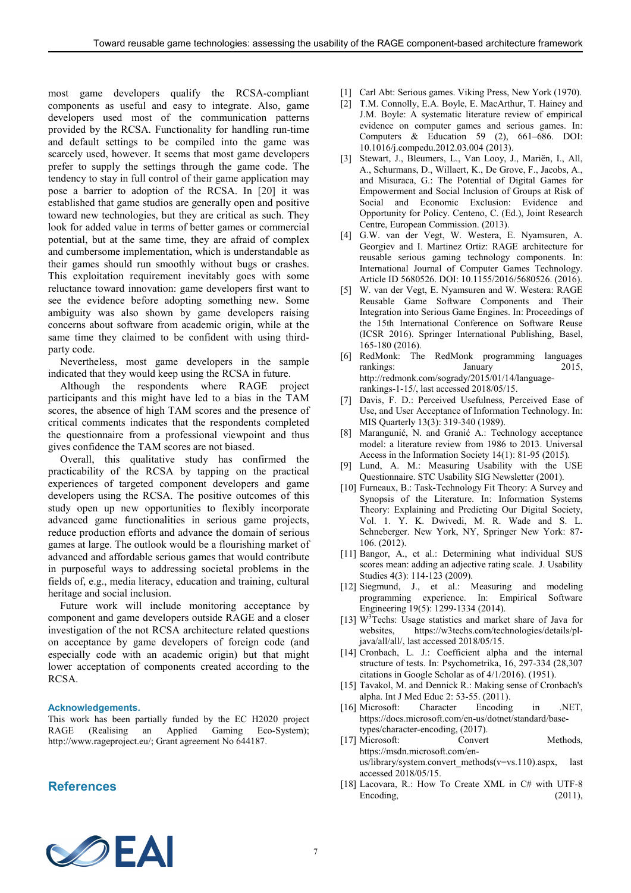most game developers qualify the RCSA-compliant components as useful and easy to integrate. Also, game developers used most of the communication patterns provided by the RCSA. Functionality for handling run-time and default settings to be compiled into the game was scarcely used, however. It seems that most game developers prefer to supply the settings through the game code. The tendency to stay in full control of their game application may pose a barrier to adoption of the RCSA. In [20] it was established that game studios are generally open and positive toward new technologies, but they are critical as such. They look for added value in terms of better games or commercial potential, but at the same time, they are afraid of complex and cumbersome implementation, which is understandable as their games should run smoothly without bugs or crashes. This exploitation requirement inevitably goes with some reluctance toward innovation: game developers first want to see the evidence before adopting something new. Some ambiguity was also shown by game developers raising concerns about software from academic origin, while at the same time they claimed to be confident with using third-party code.

Nevertheless, most game developers in the sample indicated that they would keep using the RCSA in future.

Although the respondents where RAGE project participants and this might have led to a bias in the TAM scores, the absence of high TAM scores and the presence of critical comments indicates that the respondents completed the questionnaire from a professional viewpoint and thus gives confidence the TAM scores are not biased.

Overall, this qualitative study has confirmed the practicability of the RCSA by tapping on the practical experiences of targeted component developers and game developers using the RCSA. The positive outcomes of this study open up new opportunities to flexibly incorporate advanced game functionalities in serious game projects, reduce production efforts and advance the domain of serious games at large. The outlook would be a flourishing market of advanced and affordable serious games that would contribute in purposeful ways to addressing societal problems in the fields of, e.g., media literacy, education and training, cultural heritage and social inclusion.

Future work will include monitoring acceptance by component and game developers outside RAGE and a closer investigation of the not RCSA architecture related questions on acceptance by game developers of foreign code (and especially code with an academic origin) but that might lower acceptance of components created according to the RCSA.

### Acknowledgements.

This work has been partially funded by the EC H2020 project RAGE (Realising an Applied Gaming Eco-System); http://www.rageproject.eu/; Grant agreement No 644187.

## References

[1] Carl Abt: Serious games. Viking Press, New York (1970).

[2] T.M. Connolly, E.A. Boyle, E. MacArthur, T. Hainey and J.M. Boyle: A systematic literature review of empirical evidence on computer games and serious games. In: Computers & Education 59 (2), 661–686. DOI: 10.1016/j.compedu.2012.03.004 (2013).

[3] Stewart, J., Bleumers, L., Van Looy, J., Mariën, I., All, A., Schurmans, D., Willaert, K., De Grove, F., Jacobs, A., and Misuraca, G.: The Potential of Digital Games for Empowerment and Social Inclusion of Groups at Risk of Social and Economic Exclusion: Evidence and Opportunity for Policy. Centeno, C. (Ed.), Joint Research Centre, European Commission. (2013).

[4] G.W. van der Vegt, W. Westera, E. Nyamsuren, A. Georgiev and I. Martinez Ortiz: RAGE architecture for reusable serious gaming technology components. In: International Journal of Computer Games Technology. Article ID 5680526. DOI: 10.1155/2016/5680526. (2016).

[5] W. van der Vegt, E. Nyamsuren and W. Westera: RAGE Reusable Game Software Components and Their Integration into Serious Game Engines. In: Proceedings of the 15th International Conference on Software Reuse (ICSR 2016). Springer International Publishing, Basel, 165-180 (2016).

[6] RedMonk: The RedMonk programming languages rankings: January 2015, http://redmonk.com/sogrady/2015/01/14/language-rankings-1-15/, last accessed 2018/05/15.

[7] Davis, F. D.: Perceived Usefulness, Perceived Ease of Use, and User Acceptance of Information Technology. In: MIS Quarterly 13(3): 319-340 (1989).

[8] Marangunić, N. and Granić A.: Technology acceptance model: a literature review from 1986 to 2013. Universal Access in the Information Society 14(1): 81-95 (2015).

[9] Lund, A. M.: Measuring Usability with the USE Questionnaire. STC Usability SIG Newsletter (2001).

[10] Furneaux, B.: Task-Technology Fit Theory: A Survey and Synopsis of the Literature. In: Information Systems Theory: Explaining and Predicting Our Digital Society, Vol. 1. Y. K. Dwivedi, M. R. Wade and S. L. Schneberger. New York, NY, Springer New York: 87-106. (2012).

[11] Bangor, A., et al.: Determining what individual SUS scores mean: adding an adjective rating scale. J. Usability Studies 4(3): 114-123 (2009).

[12] Siegmund, J., et al.: Measuring and modeling programming experience. In: Empirical Software Engineering 19(5): 1299-1334 (2014).

[13] W[3]Techs: Usage statistics and market share of Java for websites, https://w3techs.com/technologies/details/pl-java/all/all/, last accessed 2018/05/15.

[14] Cronbach, L. J.: Coefficient alpha and the internal structure of tests. In: Psychometrika, 16, 297-334 (28,307 citations in Google Scholar as of 4/1/2016). (1951).

[15] Tavakol, M. and Dennick R.: Making sense of Cronbach's alpha. Int J Med Educ 2: 53-55. (2011).

[16] Microsoft: Character Encoding in .NET, https://docs.microsoft.com/en-us/dotnet/standard/base-types/character-encoding, (2017).

[17] Microsoft: Convert Methods, https://msdn.microsoft.com/en-us/library/system.convert_methods(v=vs.110).aspx, last accessed 2018/05/15.

[18] Lacovara, R.: How To Create XML in C# with UTF-8 Encoding, (2011),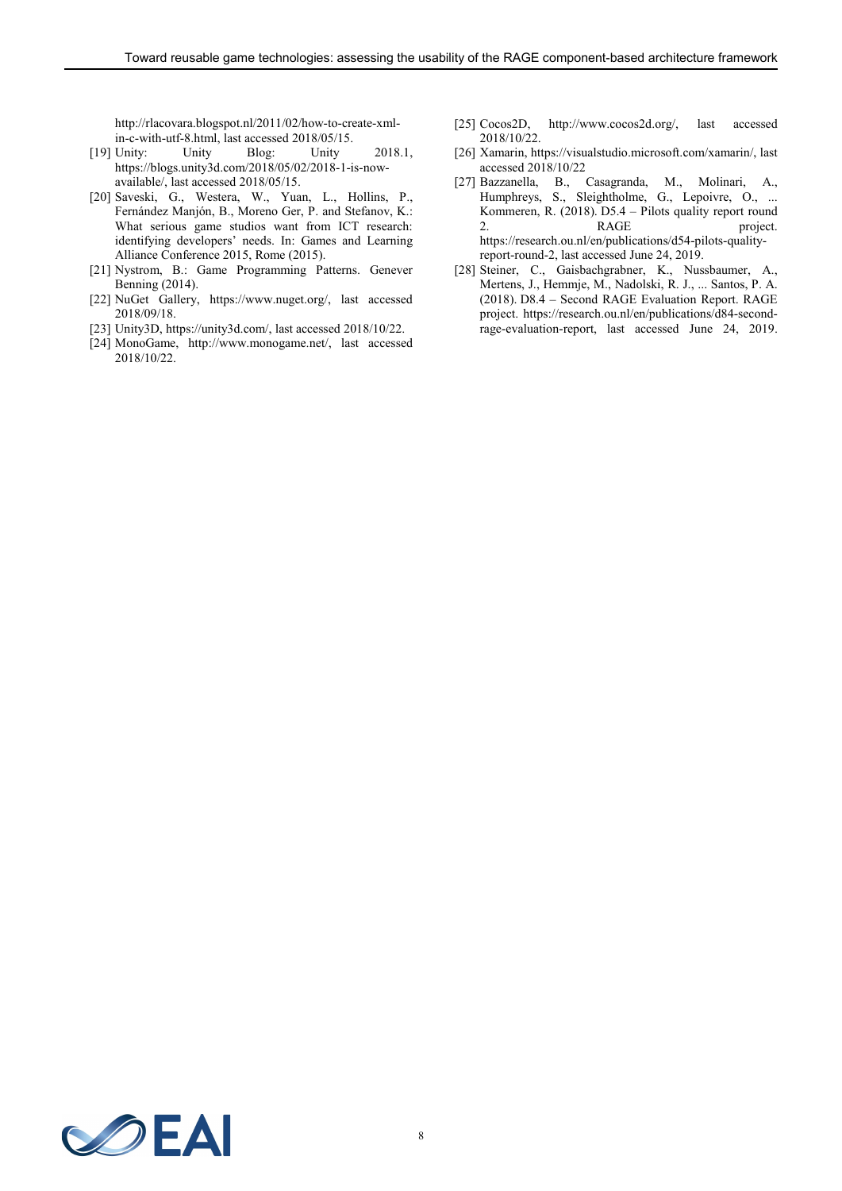http://rlacovara.blogspot.nl/2011/02/how-to-create-xml-in-c-with-utf-8.html, last accessed 2018/05/15.

[19] Unity: Unity Blog: Unity 2018.1, https://blogs.unity3d.com/2018/05/02/2018-1-is-now-available/, last accessed 2018/05/15.

[20] Saveski, G., Westera, W., Yuan, L., Hollins, P., Fernández Manjón, B., Moreno Ger, P. and Stefanov, K.: What serious game studios want from ICT research: identifying developers' needs. In: Games and Learning Alliance Conference 2015, Rome (2015).

[21] Nystrom, B.: Game Programming Patterns. Genever Benning (2014).

[22] NuGet Gallery, https://www.nuget.org/, last accessed 2018/09/18.

[23] Unity3D, https://unity3d.com/, last accessed 2018/10/22.

[24] MonoGame, http://www.monogame.net/, last accessed 2018/10/22.

[25] Cocos2D, http://www.cocos2d.org/, last accessed 2018/10/22.

[26] Xamarin, https://visualstudio.microsoft.com/xamarin/, last accessed 2018/10/22

[27] Bazzanella, B., Casagranda, M., Molinari, A., Humphreys, S., Sleightholme, G., Lepoivre, O., ... Kommeren, R. (2018). D5.4 – Pilots quality report round 2. RAGE project. https://research.ou.nl/en/publications/d54-pilots-quality-report-round-2, last accessed June 24, 2019.

[28] Steiner, C., Gaisbachgrabner, K., Nussbaumer, A., Mertens, J., Hemmje, M., Nadolski, R. J., ... Santos, P. A. (2018). D8.4 – Second RAGE Evaluation Report. RAGE project. https://research.ou.nl/en/publications/d84-second-rage-evaluation-report, last accessed June 24, 2019.